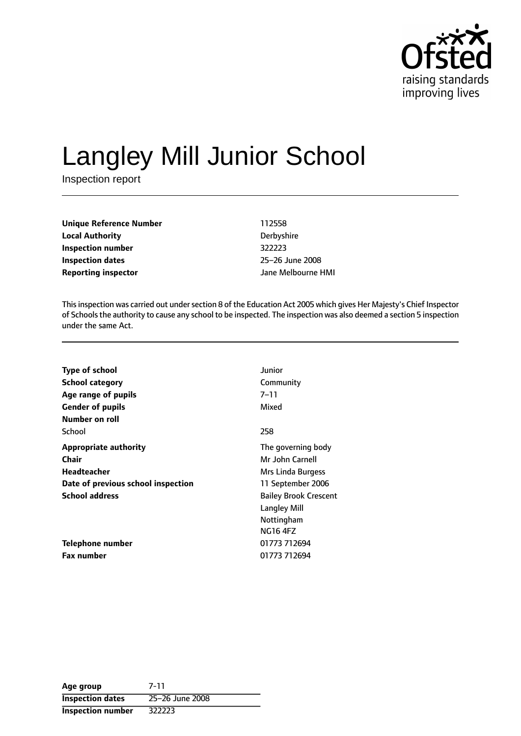# Langley Mill Junior School

Inspection report

| | |
|---|---|
| **Unique Reference Number** | 112558 |
| **Local Authority** | Derbyshire |
| **Inspection number** | 322223 |
| **Inspection dates** | 25–26 June 2008 |
| **Reporting inspector** | Jane Melbourne HMI |

This inspection was carried out under section 8 of the Education Act 2005 which gives Her Majesty's Chief Inspector of Schools the authority to cause any school to be inspected. The inspection was also deemed a section 5 inspection under the same Act.

| | |
|---|---|
| **Type of school** | Junior |
| **School category** | Community |
| **Age range of pupils** | 7–11 |
| **Gender of pupils** | Mixed |
| **Number on roll** | |
| School | 258 |
| **Appropriate authority** | The governing body |
| **Chair** | Mr John Carnell |
| **Headteacher** | Mrs Linda Burgess |
| **Date of previous school inspection** | 11 September 2006 |
| **School address** | Bailey Brook Crescent<br>Langley Mill<br>Nottingham<br>NG16 4FZ |
| **Telephone number** | 01773 712694 |
| **Fax number** | 01773 712694 |

| | |
|---|---|
| **Age group** | 7-11 |
| **Inspection dates** | 25–26 June 2008 |
| **Inspection number** | 322223 |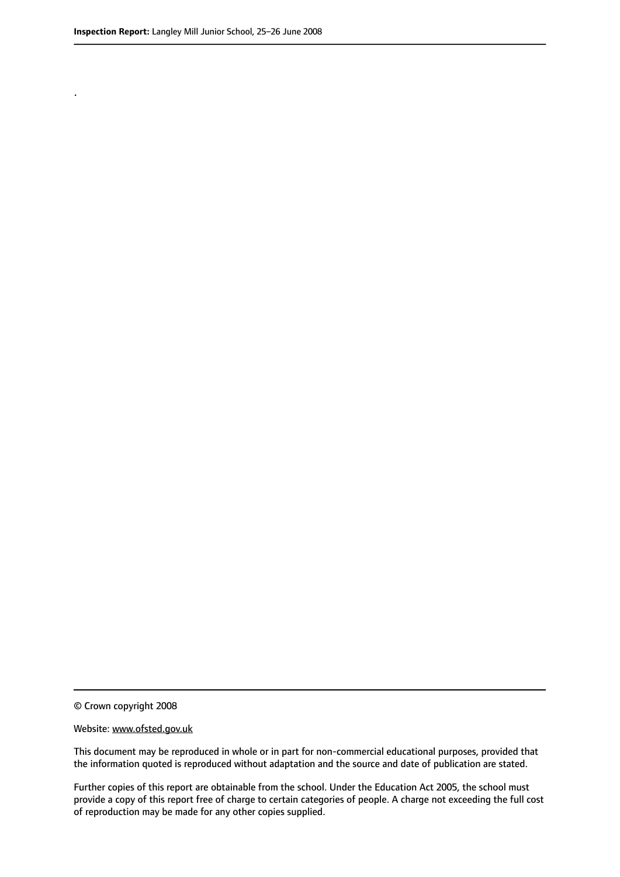.

© Crown copyright 2008

Website: www.ofsted.gov.uk

This document may be reproduced in whole or in part for non-commercial educational purposes, provided that the information quoted is reproduced without adaptation and the source and date of publication are stated.

Further copies of this report are obtainable from the school. Under the Education Act 2005, the school must provide a copy of this report free of charge to certain categories of people. A charge not exceeding the full cost of reproduction may be made for any other copies supplied.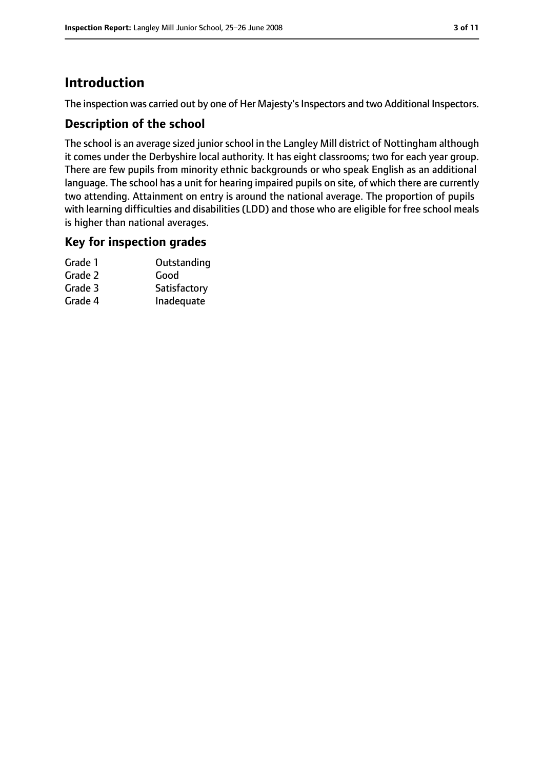# Introduction

The inspection was carried out by one of Her Majesty's Inspectors and two Additional Inspectors.

## Description of the school

The school is an average sized junior school in the Langley Mill district of Nottingham although it comes under the Derbyshire local authority. It has eight classrooms; two for each year group. There are few pupils from minority ethnic backgrounds or who speak English as an additional language. The school has a unit for hearing impaired pupils on site, of which there are currently two attending. Attainment on entry is around the national average. The proportion of pupils with learning difficulties and disabilities (LDD) and those who are eligible for free school meals is higher than national averages.

## Key for inspection grades

| | |
|---|---|
| Grade 1 | Outstanding |
| Grade 2 | Good |
| Grade 3 | Satisfactory |
| Grade 4 | Inadequate |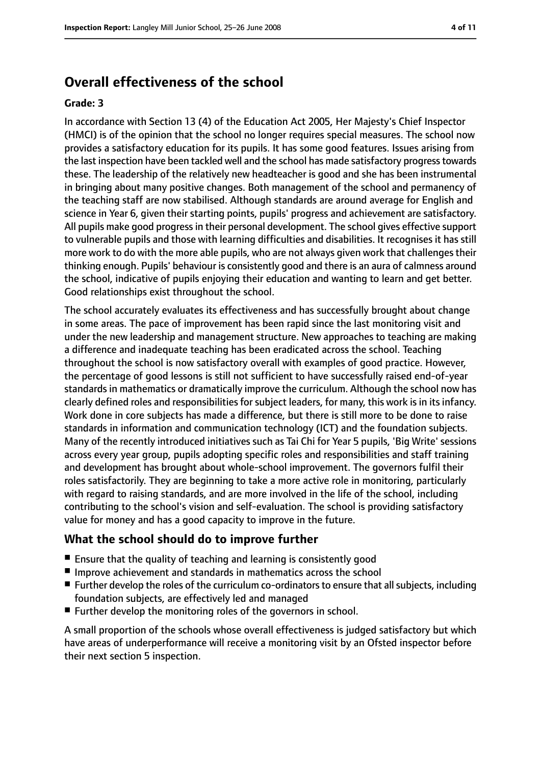# Overall effectiveness of the school

**Grade: 3**

In accordance with Section 13 (4) of the Education Act 2005, Her Majesty's Chief Inspector (HMCI) is of the opinion that the school no longer requires special measures. The school now provides a satisfactory education for its pupils. It has some good features. Issues arising from the last inspection have been tackled well and the school has made satisfactory progress towards these. The leadership of the relatively new headteacher is good and she has been instrumental in bringing about many positive changes. Both management of the school and permanency of the teaching staff are now stabilised. Although standards are around average for English and science in Year 6, given their starting points, pupils' progress and achievement are satisfactory. All pupils make good progress in their personal development. The school gives effective support to vulnerable pupils and those with learning difficulties and disabilities. It recognises it has still more work to do with the more able pupils, who are not always given work that challenges their thinking enough. Pupils' behaviour is consistently good and there is an aura of calmness around the school, indicative of pupils enjoying their education and wanting to learn and get better. Good relationships exist throughout the school.

The school accurately evaluates its effectiveness and has successfully brought about change in some areas. The pace of improvement has been rapid since the last monitoring visit and under the new leadership and management structure. New approaches to teaching are making a difference and inadequate teaching has been eradicated across the school. Teaching throughout the school is now satisfactory overall with examples of good practice. However, the percentage of good lessons is still not sufficient to have successfully raised end-of-year standards in mathematics or dramatically improve the curriculum. Although the school now has clearly defined roles and responsibilities for subject leaders, for many, this work is in its infancy. Work done in core subjects has made a difference, but there is still more to be done to raise standards in information and communication technology (ICT) and the foundation subjects. Many of the recently introduced initiatives such as Tai Chi for Year 5 pupils, 'Big Write' sessions across every year group, pupils adopting specific roles and responsibilities and staff training and development has brought about whole-school improvement. The governors fulfil their roles satisfactorily. They are beginning to take a more active role in monitoring, particularly with regard to raising standards, and are more involved in the life of the school, including contributing to the school's vision and self-evaluation. The school is providing satisfactory value for money and has a good capacity to improve in the future.

## What the school should do to improve further

- Ensure that the quality of teaching and learning is consistently good
- Improve achievement and standards in mathematics across the school
- Further develop the roles of the curriculum co-ordinators to ensure that all subjects, including foundation subjects, are effectively led and managed
- Further develop the monitoring roles of the governors in school.

A small proportion of the schools whose overall effectiveness is judged satisfactory but which have areas of underperformance will receive a monitoring visit by an Ofsted inspector before their next section 5 inspection.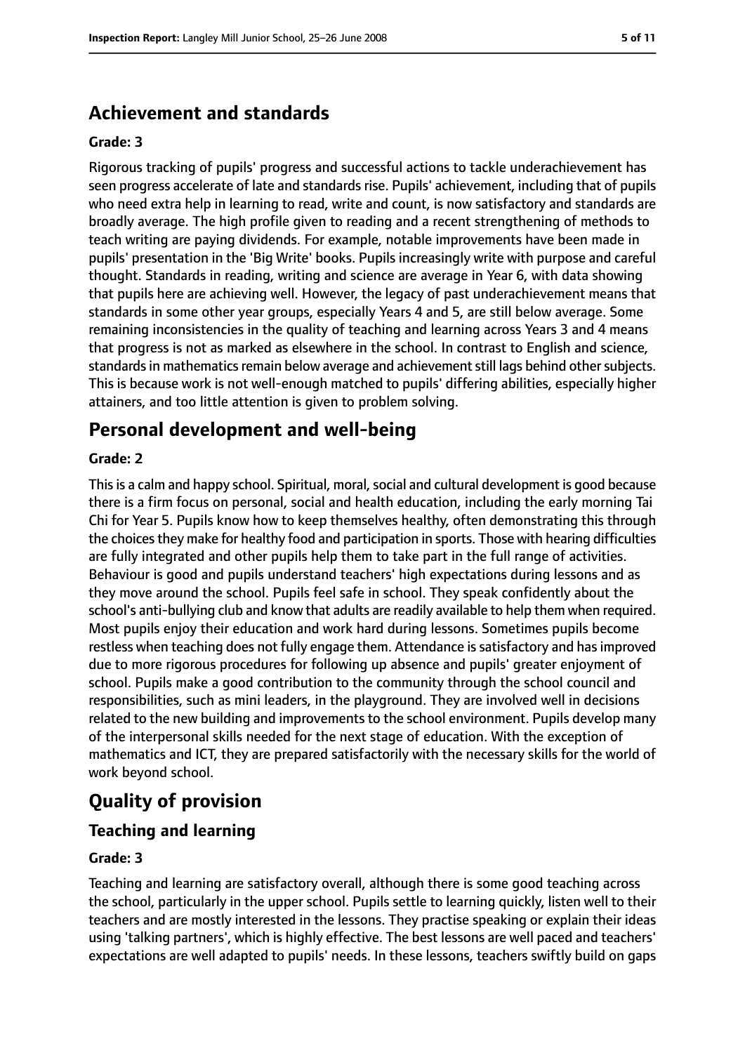## Achievement and standards

**Grade: 3**

Rigorous tracking of pupils' progress and successful actions to tackle underachievement has seen progress accelerate of late and standards rise. Pupils' achievement, including that of pupils who need extra help in learning to read, write and count, is now satisfactory and standards are broadly average. The high profile given to reading and a recent strengthening of methods to teach writing are paying dividends. For example, notable improvements have been made in pupils' presentation in the 'Big Write' books. Pupils increasingly write with purpose and careful thought. Standards in reading, writing and science are average in Year 6, with data showing that pupils here are achieving well. However, the legacy of past underachievement means that standards in some other year groups, especially Years 4 and 5, are still below average. Some remaining inconsistencies in the quality of teaching and learning across Years 3 and 4 means that progress is not as marked as elsewhere in the school. In contrast to English and science, standards in mathematics remain below average and achievement still lags behind other subjects. This is because work is not well-enough matched to pupils' differing abilities, especially higher attainers, and too little attention is given to problem solving.

## Personal development and well-being

**Grade: 2**

This is a calm and happy school. Spiritual, moral, social and cultural development is good because there is a firm focus on personal, social and health education, including the early morning Tai Chi for Year 5. Pupils know how to keep themselves healthy, often demonstrating this through the choices they make for healthy food and participation in sports. Those with hearing difficulties are fully integrated and other pupils help them to take part in the full range of activities. Behaviour is good and pupils understand teachers' high expectations during lessons and as they move around the school. Pupils feel safe in school. They speak confidently about the school's anti-bullying club and know that adults are readily available to help them when required. Most pupils enjoy their education and work hard during lessons. Sometimes pupils become restless when teaching does not fully engage them. Attendance is satisfactory and has improved due to more rigorous procedures for following up absence and pupils' greater enjoyment of school. Pupils make a good contribution to the community through the school council and responsibilities, such as mini leaders, in the playground. They are involved well in decisions related to the new building and improvements to the school environment. Pupils develop many of the interpersonal skills needed for the next stage of education. With the exception of mathematics and ICT, they are prepared satisfactorily with the necessary skills for the world of work beyond school.

# Quality of provision

## Teaching and learning

**Grade: 3**

Teaching and learning are satisfactory overall, although there is some good teaching across the school, particularly in the upper school. Pupils settle to learning quickly, listen well to their teachers and are mostly interested in the lessons. They practise speaking or explain their ideas using 'talking partners', which is highly effective. The best lessons are well paced and teachers' expectations are well adapted to pupils' needs. In these lessons, teachers swiftly build on gaps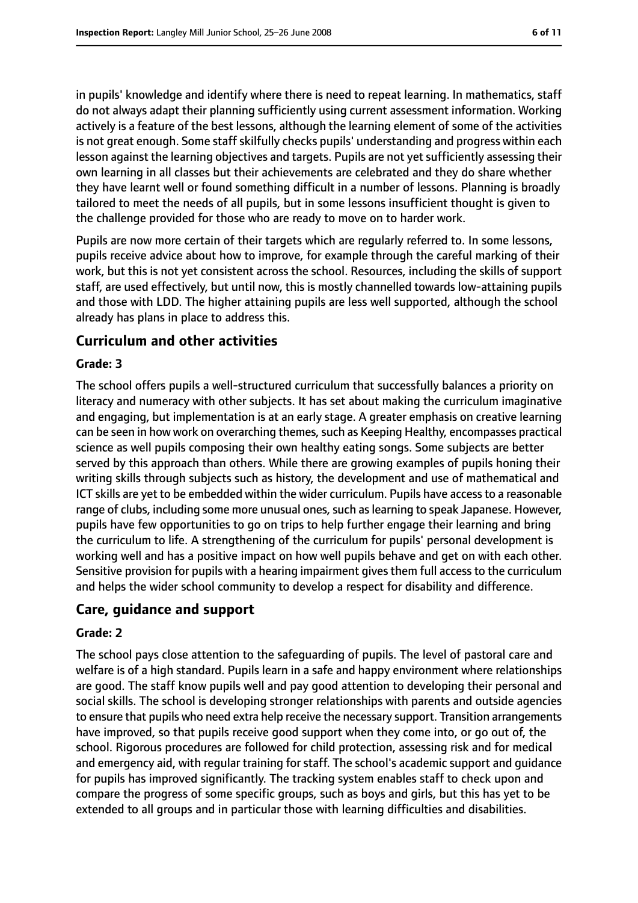in pupils' knowledge and identify where there is need to repeat learning. In mathematics, staff do not always adapt their planning sufficiently using current assessment information. Working actively is a feature of the best lessons, although the learning element of some of the activities is not great enough. Some staff skilfully checks pupils' understanding and progress within each lesson against the learning objectives and targets. Pupils are not yet sufficiently assessing their own learning in all classes but their achievements are celebrated and they do share whether they have learnt well or found something difficult in a number of lessons. Planning is broadly tailored to meet the needs of all pupils, but in some lessons insufficient thought is given to the challenge provided for those who are ready to move on to harder work.

Pupils are now more certain of their targets which are regularly referred to. In some lessons, pupils receive advice about how to improve, for example through the careful marking of their work, but this is not yet consistent across the school. Resources, including the skills of support staff, are used effectively, but until now, this is mostly channelled towards low-attaining pupils and those with LDD. The higher attaining pupils are less well supported, although the school already has plans in place to address this.

## Curriculum and other activities

### Grade: 3

The school offers pupils a well-structured curriculum that successfully balances a priority on literacy and numeracy with other subjects. It has set about making the curriculum imaginative and engaging, but implementation is at an early stage. A greater emphasis on creative learning can be seen in how work on overarching themes, such as Keeping Healthy, encompasses practical science as well pupils composing their own healthy eating songs. Some subjects are better served by this approach than others. While there are growing examples of pupils honing their writing skills through subjects such as history, the development and use of mathematical and ICT skills are yet to be embedded within the wider curriculum. Pupils have access to a reasonable range of clubs, including some more unusual ones, such as learning to speak Japanese. However, pupils have few opportunities to go on trips to help further engage their learning and bring the curriculum to life. A strengthening of the curriculum for pupils' personal development is working well and has a positive impact on how well pupils behave and get on with each other. Sensitive provision for pupils with a hearing impairment gives them full access to the curriculum and helps the wider school community to develop a respect for disability and difference.

## Care, guidance and support

### Grade: 2

The school pays close attention to the safeguarding of pupils. The level of pastoral care and welfare is of a high standard. Pupils learn in a safe and happy environment where relationships are good. The staff know pupils well and pay good attention to developing their personal and social skills. The school is developing stronger relationships with parents and outside agencies to ensure that pupils who need extra help receive the necessary support. Transition arrangements have improved, so that pupils receive good support when they come into, or go out of, the school. Rigorous procedures are followed for child protection, assessing risk and for medical and emergency aid, with regular training for staff. The school's academic support and guidance for pupils has improved significantly. The tracking system enables staff to check upon and compare the progress of some specific groups, such as boys and girls, but this has yet to be extended to all groups and in particular those with learning difficulties and disabilities.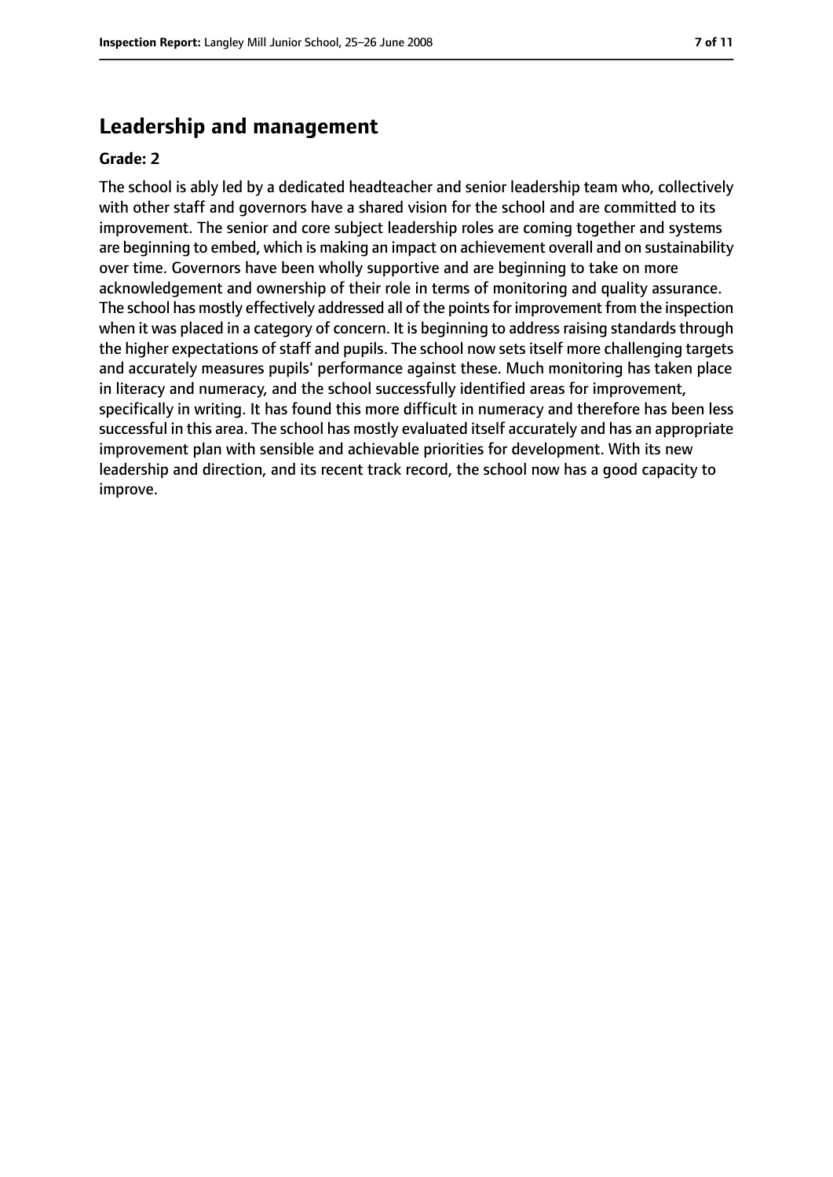## Leadership and management

**Grade: 2**

The school is ably led by a dedicated headteacher and senior leadership team who, collectively with other staff and governors have a shared vision for the school and are committed to its improvement. The senior and core subject leadership roles are coming together and systems are beginning to embed, which is making an impact on achievement overall and on sustainability over time. Governors have been wholly supportive and are beginning to take on more acknowledgement and ownership of their role in terms of monitoring and quality assurance. The school has mostly effectively addressed all of the points for improvement from the inspection when it was placed in a category of concern. It is beginning to address raising standards through the higher expectations of staff and pupils. The school now sets itself more challenging targets and accurately measures pupils' performance against these. Much monitoring has taken place in literacy and numeracy, and the school successfully identified areas for improvement, specifically in writing. It has found this more difficult in numeracy and therefore has been less successful in this area. The school has mostly evaluated itself accurately and has an appropriate improvement plan with sensible and achievable priorities for development. With its new leadership and direction, and its recent track record, the school now has a good capacity to improve.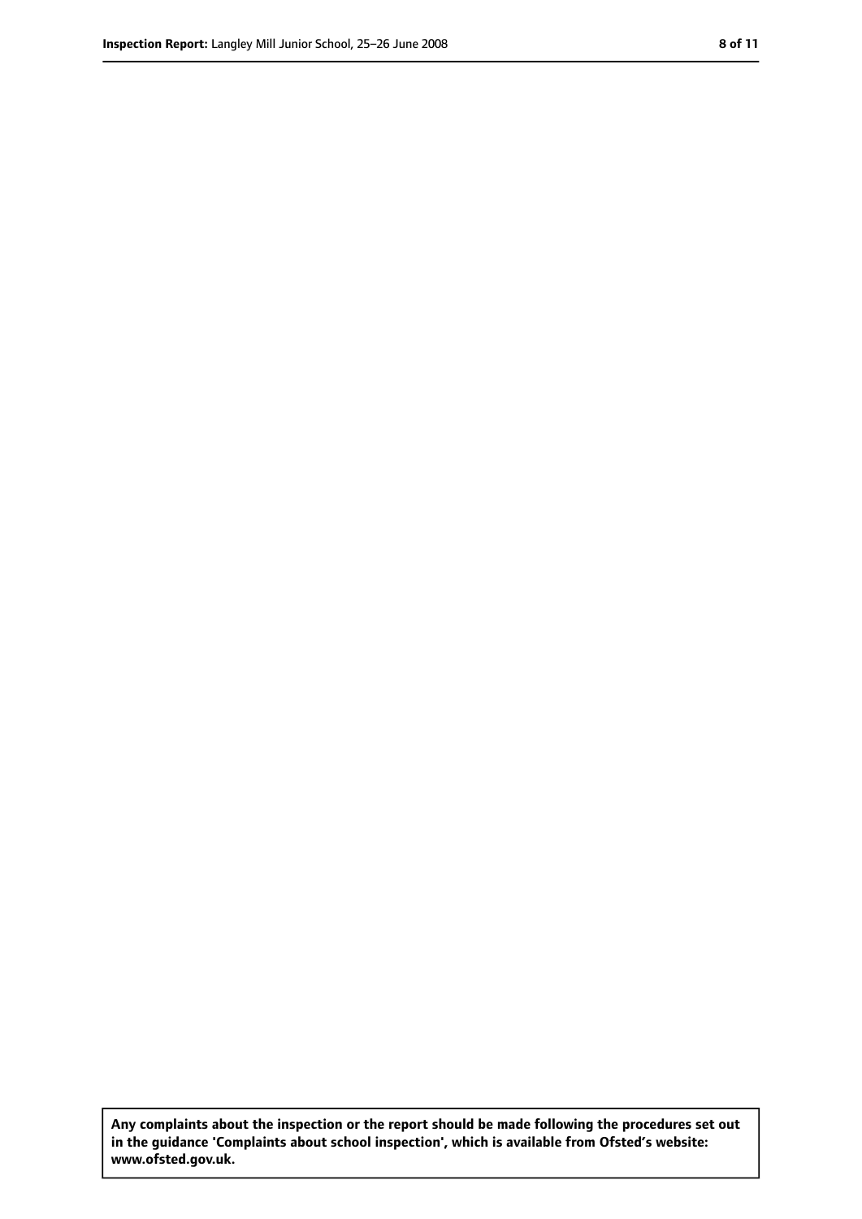**Any complaints about the inspection or the report should be made following the procedures set out in the guidance 'Complaints about school inspection', which is available from Ofsted's website: www.ofsted.gov.uk.**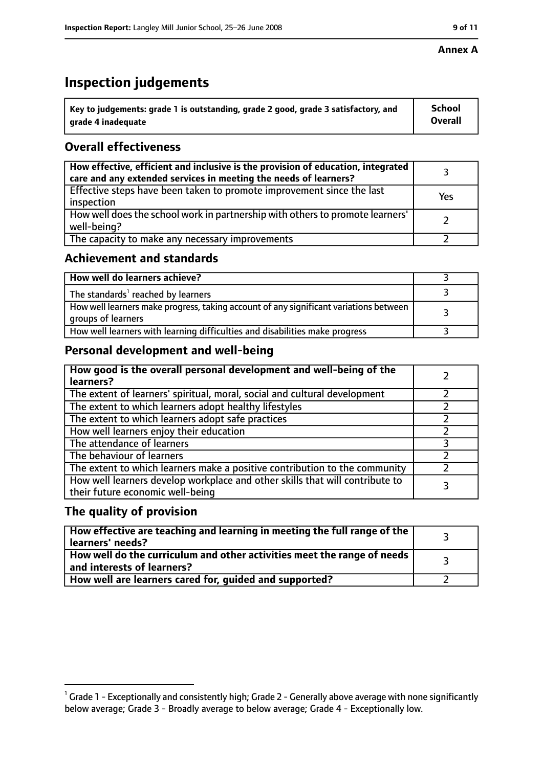**Annex A**

# Inspection judgements

| Key to judgements: grade 1 is outstanding, grade 2 good, grade 3 satisfactory, and grade 4 inadequate | School Overall |
|---|---|

## Overall effectiveness

| | |
|---|---|
| **How effective, efficient and inclusive is the provision of education, integrated care and any extended services in meeting the needs of learners?** | 3 |
| Effective steps have been taken to promote improvement since the last inspection | Yes |
| How well does the school work in partnership with others to promote learners' well-being? | 2 |
| The capacity to make any necessary improvements | 2 |

## Achievement and standards

| | |
|---|---|
| **How well do learners achieve?** | 3 |
| The standards[1] reached by learners | 3 |
| How well learners make progress, taking account of any significant variations between groups of learners | 3 |
| How well learners with learning difficulties and disabilities make progress | 3 |

## Personal development and well-being

| | |
|---|---|
| **How good is the overall personal development and well-being of the learners?** | 2 |
| The extent of learners' spiritual, moral, social and cultural development | 2 |
| The extent to which learners adopt healthy lifestyles | 2 |
| The extent to which learners adopt safe practices | 2 |
| How well learners enjoy their education | 2 |
| The attendance of learners | 3 |
| The behaviour of learners | 2 |
| The extent to which learners make a positive contribution to the community | 2 |
| How well learners develop workplace and other skills that will contribute to their future economic well-being | 3 |

## The quality of provision

| | |
|---|---|
| **How effective are teaching and learning in meeting the full range of the learners' needs?** | 3 |
| **How well do the curriculum and other activities meet the range of needs and interests of learners?** | 3 |
| **How well are learners cared for, guided and supported?** | 2 |

[1] Grade 1 - Exceptionally and consistently high; Grade 2 - Generally above average with none significantly below average; Grade 3 - Broadly average to below average; Grade 4 - Exceptionally low.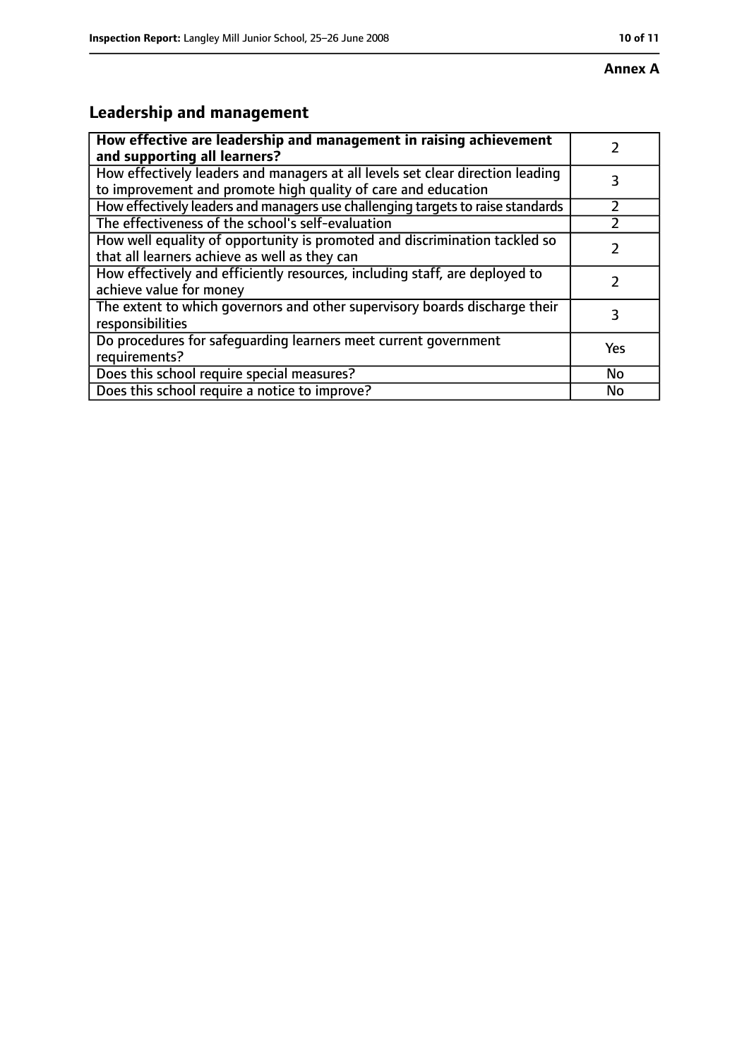**Annex A**

## Leadership and management

| **How effective are leadership and management in raising achievement and supporting all learners?** | 2 |
|---|---|
| How effectively leaders and managers at all levels set clear direction leading to improvement and promote high quality of care and education | 3 |
| How effectively leaders and managers use challenging targets to raise standards | 2 |
| The effectiveness of the school's self-evaluation | 2 |
| How well equality of opportunity is promoted and discrimination tackled so that all learners achieve as well as they can | 2 |
| How effectively and efficiently resources, including staff, are deployed to achieve value for money | 2 |
| The extent to which governors and other supervisory boards discharge their responsibilities | 3 |
| Do procedures for safeguarding learners meet current government requirements? | Yes |
| Does this school require special measures? | No |
| Does this school require a notice to improve? | No |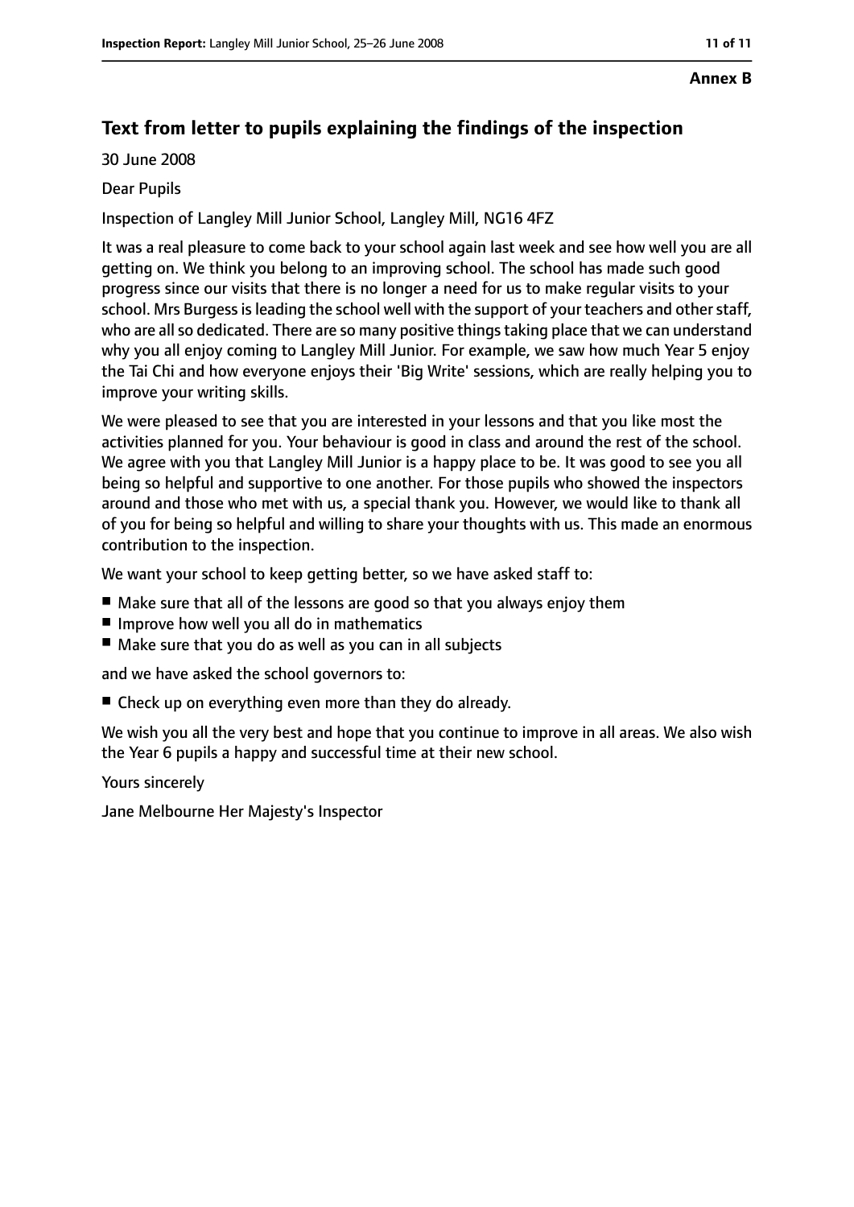**Annex B**

## Text from letter to pupils explaining the findings of the inspection

30 June 2008

Dear Pupils

Inspection of Langley Mill Junior School, Langley Mill, NG16 4FZ

It was a real pleasure to come back to your school again last week and see how well you are all getting on. We think you belong to an improving school. The school has made such good progress since our visits that there is no longer a need for us to make regular visits to your school. Mrs Burgess is leading the school well with the support of your teachers and other staff, who are all so dedicated. There are so many positive things taking place that we can understand why you all enjoy coming to Langley Mill Junior. For example, we saw how much Year 5 enjoy the Tai Chi and how everyone enjoys their 'Big Write' sessions, which are really helping you to improve your writing skills.

We were pleased to see that you are interested in your lessons and that you like most the activities planned for you. Your behaviour is good in class and around the rest of the school. We agree with you that Langley Mill Junior is a happy place to be. It was good to see you all being so helpful and supportive to one another. For those pupils who showed the inspectors around and those who met with us, a special thank you. However, we would like to thank all of you for being so helpful and willing to share your thoughts with us. This made an enormous contribution to the inspection.

We want your school to keep getting better, so we have asked staff to:

- Make sure that all of the lessons are good so that you always enjoy them
- Improve how well you all do in mathematics
- Make sure that you do as well as you can in all subjects

and we have asked the school governors to:

- Check up on everything even more than they do already.

We wish you all the very best and hope that you continue to improve in all areas. We also wish the Year 6 pupils a happy and successful time at their new school.

Yours sincerely

Jane Melbourne Her Majesty's Inspector